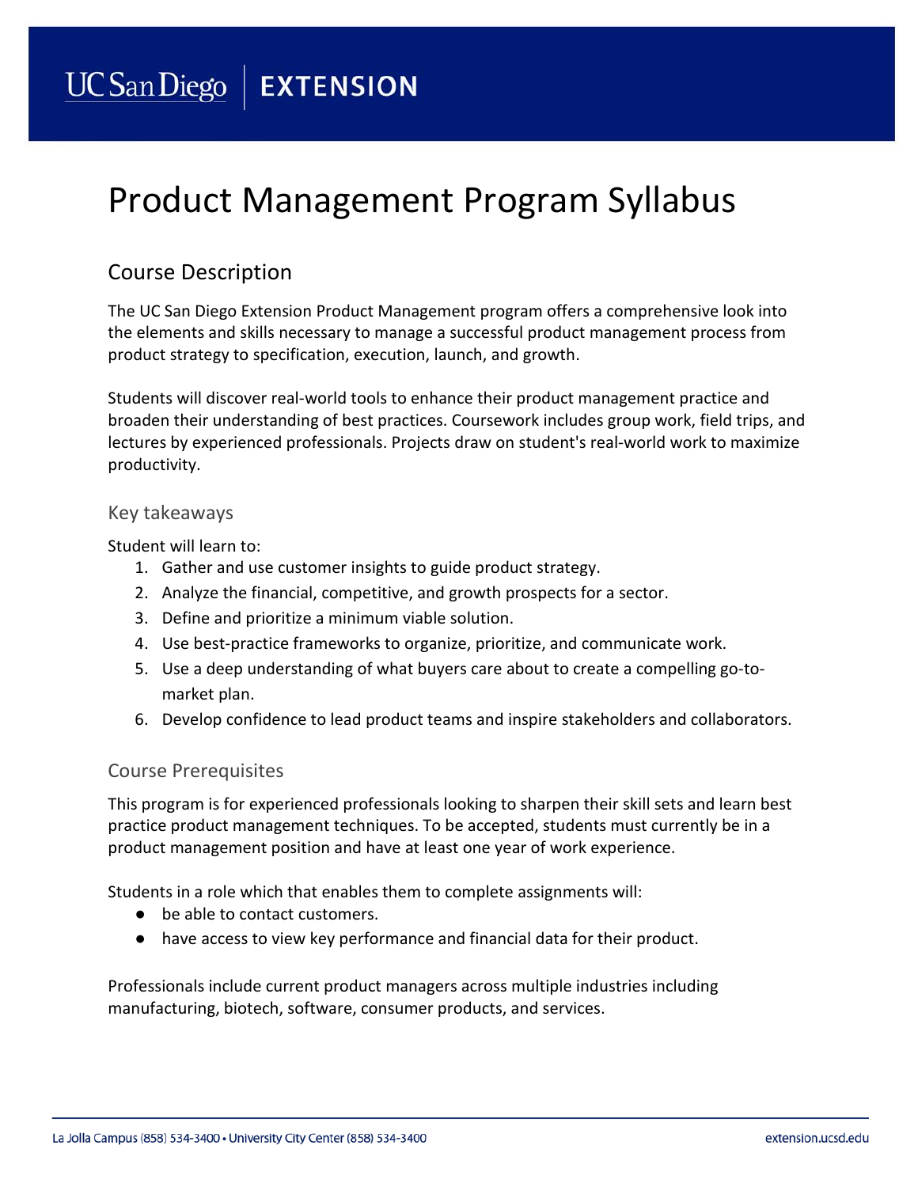UC San Diego | EXTENSION

# Product Management Program Syllabus

## Course Description

The UC San Diego Extension Product Management program offers a comprehensive look into the elements and skills necessary to manage a successful product management process from product strategy to specification, execution, launch, and growth.

Students will discover real-world tools to enhance their product management practice and broaden their understanding of best practices. Coursework includes group work, field trips, and lectures by experienced professionals. Projects draw on student's real-world work to maximize productivity.

### Key takeaways

Student will learn to:

1. Gather and use customer insights to guide product strategy.
2. Analyze the financial, competitive, and growth prospects for a sector.
3. Define and prioritize a minimum viable solution.
4. Use best-practice frameworks to organize, prioritize, and communicate work.
5. Use a deep understanding of what buyers care about to create a compelling go-to-market plan.
6. Develop confidence to lead product teams and inspire stakeholders and collaborators.

### Course Prerequisites

This program is for experienced professionals looking to sharpen their skill sets and learn best practice product management techniques. To be accepted, students must currently be in a product management position and have at least one year of work experience.

Students in a role which that enables them to complete assignments will:

- be able to contact customers.
- have access to view key performance and financial data for their product.

Professionals include current product managers across multiple industries including manufacturing, biotech, software, consumer products, and services.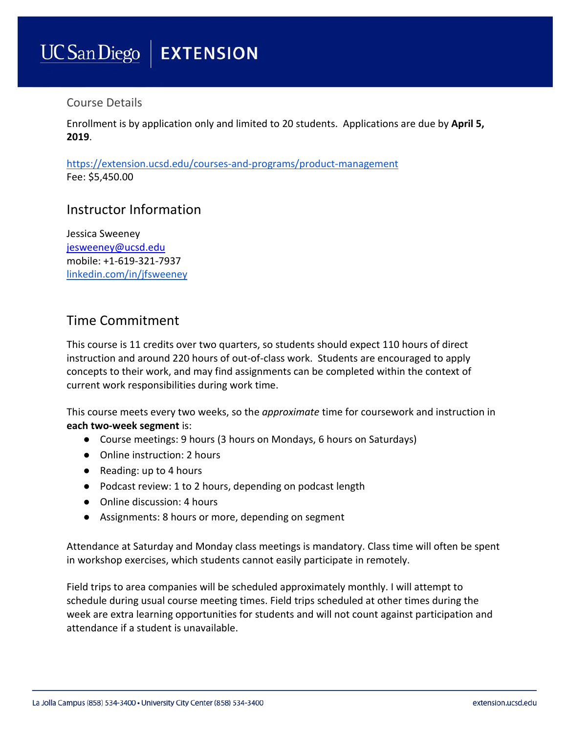## Course Details

Enrollment is by application only and limited to 20 students. Applications are due by **April 5, 2019**.

https://extension.ucsd.edu/courses-and-programs/product-management
Fee: $5,450.00

## Instructor Information

Jessica Sweeney
jesweeney@ucsd.edu
mobile: +1-619-321-7937
linkedin.com/in/jfsweeney

## Time Commitment

This course is 11 credits over two quarters, so students should expect 110 hours of direct instruction and around 220 hours of out-of-class work. Students are encouraged to apply concepts to their work, and may find assignments can be completed within the context of current work responsibilities during work time.

This course meets every two weeks, so the *approximate* time for coursework and instruction in **each two-week segment** is:

- Course meetings: 9 hours (3 hours on Mondays, 6 hours on Saturdays)
- Online instruction: 2 hours
- Reading: up to 4 hours
- Podcast review: 1 to 2 hours, depending on podcast length
- Online discussion: 4 hours
- Assignments: 8 hours or more, depending on segment

Attendance at Saturday and Monday class meetings is mandatory. Class time will often be spent in workshop exercises, which students cannot easily participate in remotely.

Field trips to area companies will be scheduled approximately monthly. I will attempt to schedule during usual course meeting times. Field trips scheduled at other times during the week are extra learning opportunities for students and will not count against participation and attendance if a student is unavailable.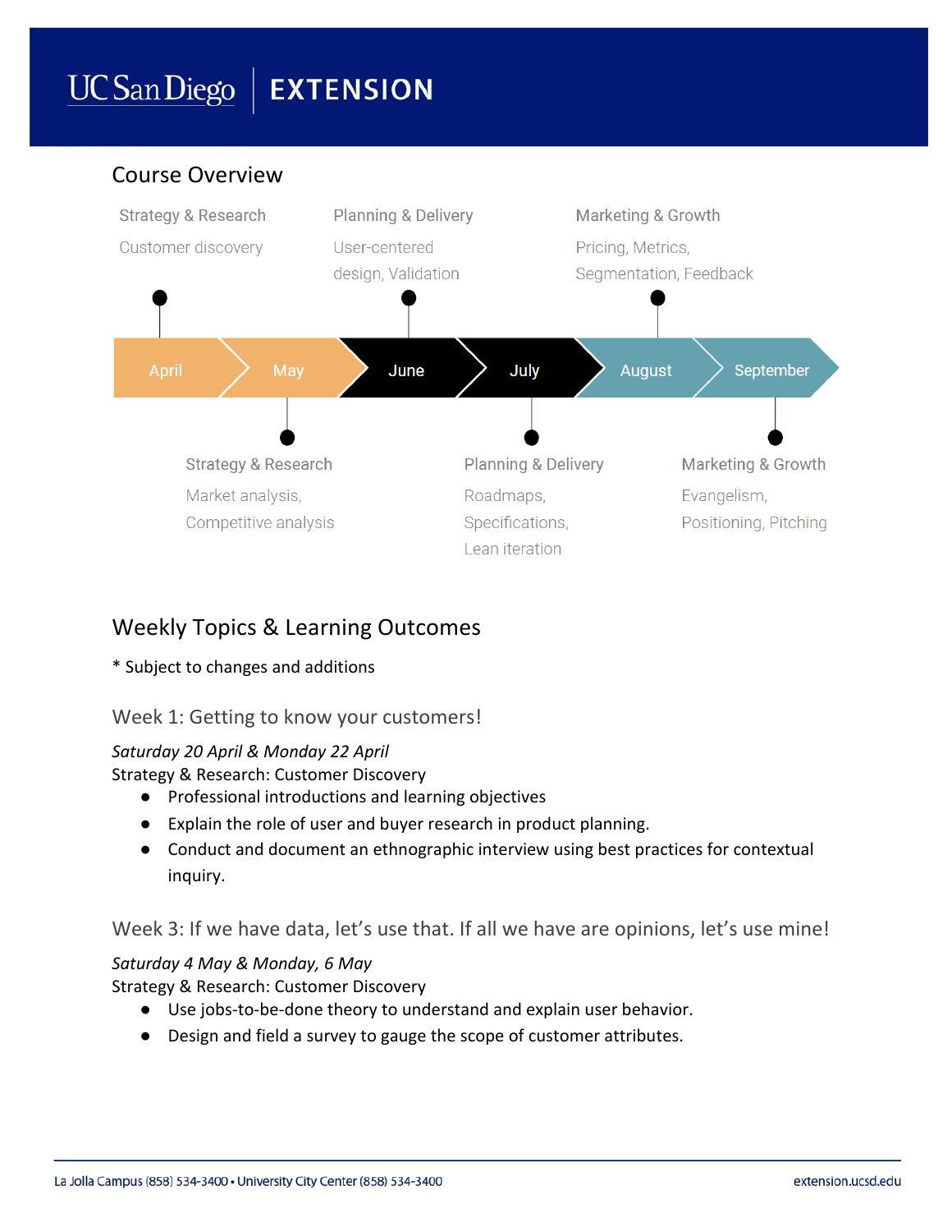## Course Overview

| Month | Phase | Topics |
| --- | --- | --- |
| April | Strategy & Research | Customer discovery |
| May | Strategy & Research | Market analysis, Competitive analysis |
| June | Planning & Delivery | User-centered design, Validation |
| July | Planning & Delivery | Roadmaps, Specifications, Lean iteration |
| August | Marketing & Growth | Pricing, Metrics, Segmentation, Feedback |
| September | Marketing & Growth | Evangelism, Positioning, Pitching |

## Weekly Topics & Learning Outcomes

* Subject to changes and additions

### Week 1: Getting to know your customers!

*Saturday 20 April & Monday 22 April*

Strategy & Research: Customer Discovery

- Professional introductions and learning objectives
- Explain the role of user and buyer research in product planning.
- Conduct and document an ethnographic interview using best practices for contextual inquiry.

### Week 3: If we have data, let's use that. If all we have are opinions, let's use mine!

*Saturday 4 May & Monday, 6 May*

Strategy & Research: Customer Discovery

- Use jobs-to-be-done theory to understand and explain user behavior.
- Design and field a survey to gauge the scope of customer attributes.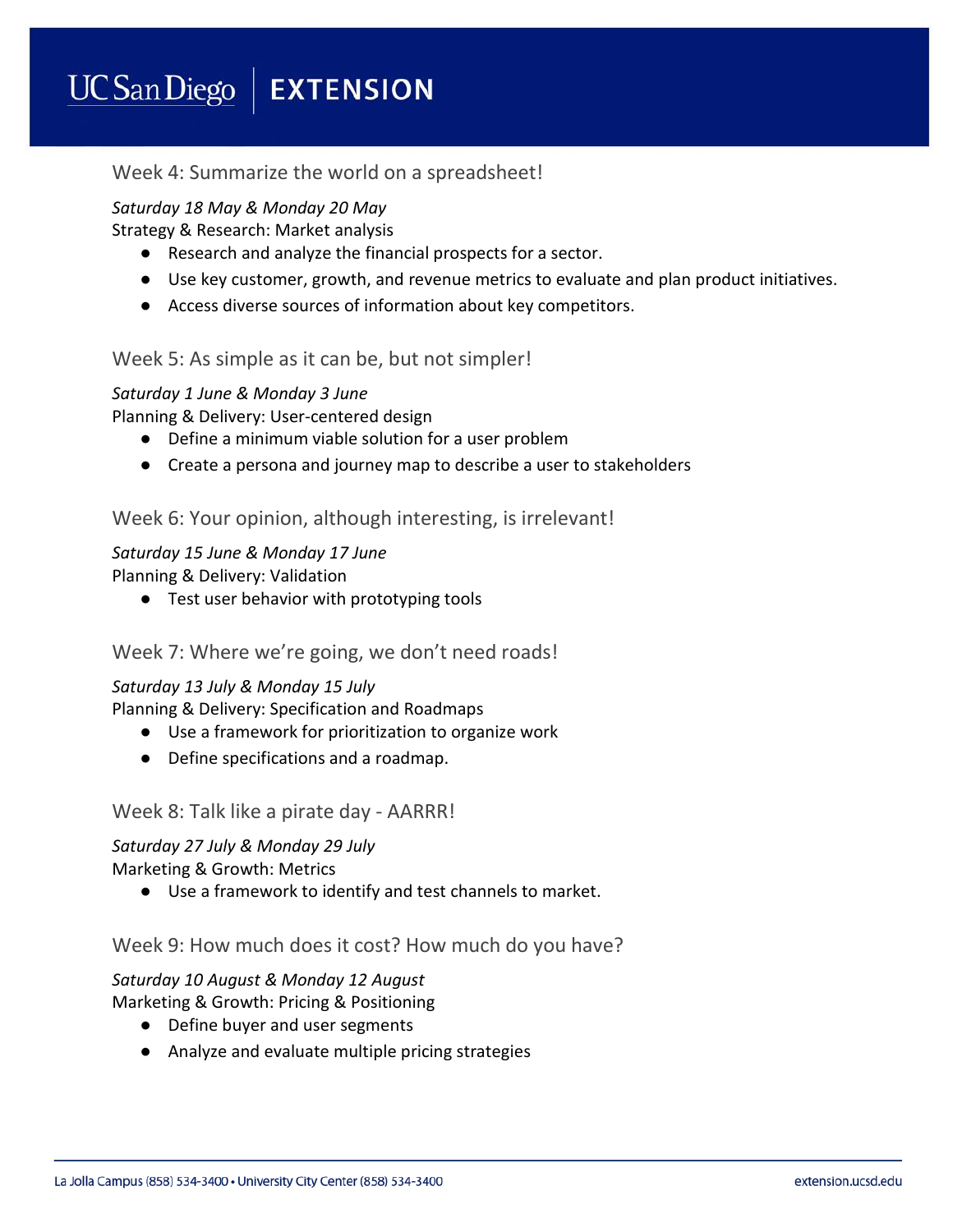## Week 4: Summarize the world on a spreadsheet!

*Saturday 18 May & Monday 20 May*
Strategy & Research: Market analysis

- Research and analyze the financial prospects for a sector.
- Use key customer, growth, and revenue metrics to evaluate and plan product initiatives.
- Access diverse sources of information about key competitors.

## Week 5: As simple as it can be, but not simpler!

*Saturday 1 June & Monday 3 June*
Planning & Delivery: User-centered design

- Define a minimum viable solution for a user problem
- Create a persona and journey map to describe a user to stakeholders

## Week 6: Your opinion, although interesting, is irrelevant!

*Saturday 15 June & Monday 17 June*
Planning & Delivery: Validation

- Test user behavior with prototyping tools

## Week 7: Where we're going, we don't need roads!

*Saturday 13 July & Monday 15 July*
Planning & Delivery: Specification and Roadmaps

- Use a framework for prioritization to organize work
- Define specifications and a roadmap.

## Week 8: Talk like a pirate day - AARRR!

*Saturday 27 July & Monday 29 July*
Marketing & Growth: Metrics

- Use a framework to identify and test channels to market.

## Week 9: How much does it cost? How much do you have?

*Saturday 10 August & Monday 12 August*
Marketing & Growth: Pricing & Positioning

- Define buyer and user segments
- Analyze and evaluate multiple pricing strategies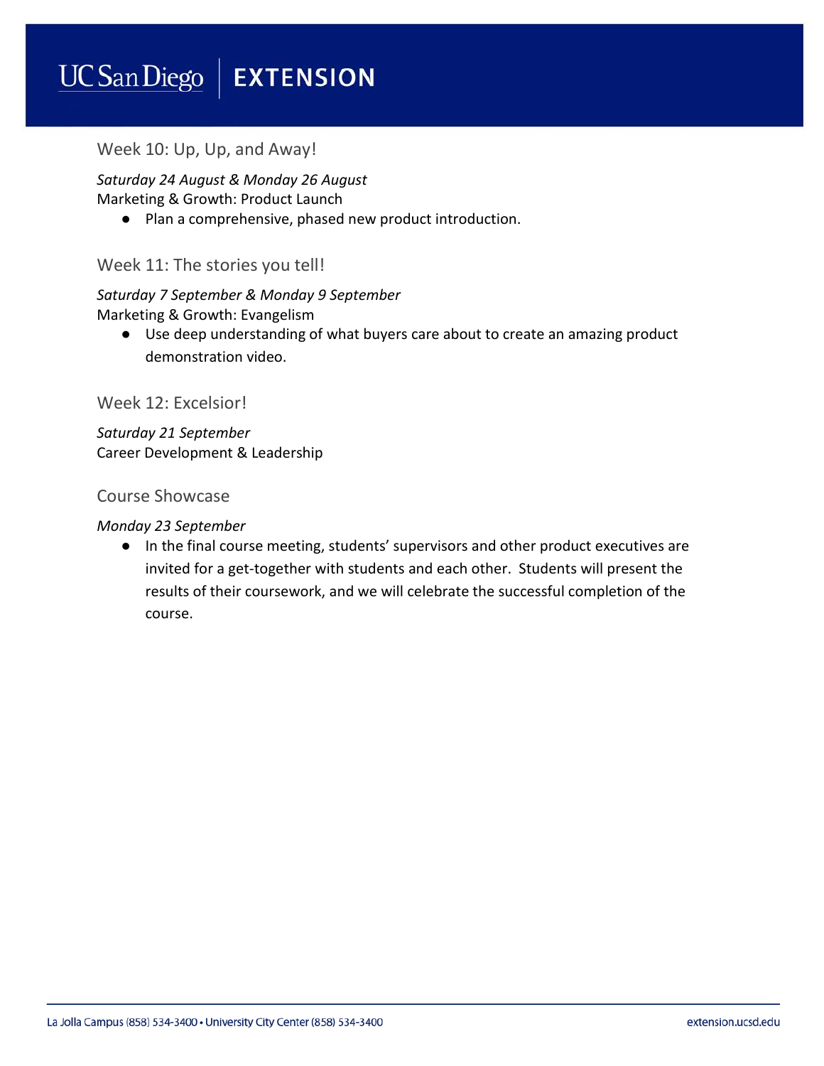## Week 10: Up, Up, and Away!

*Saturday 24 August & Monday 26 August*
Marketing & Growth: Product Launch

- Plan a comprehensive, phased new product introduction.

## Week 11: The stories you tell!

*Saturday 7 September & Monday 9 September*
Marketing & Growth: Evangelism

- Use deep understanding of what buyers care about to create an amazing product demonstration video.

## Week 12: Excelsior!

*Saturday 21 September*
Career Development & Leadership

## Course Showcase

*Monday 23 September*

- In the final course meeting, students' supervisors and other product executives are invited for a get-together with students and each other. Students will present the results of their coursework, and we will celebrate the successful completion of the course.